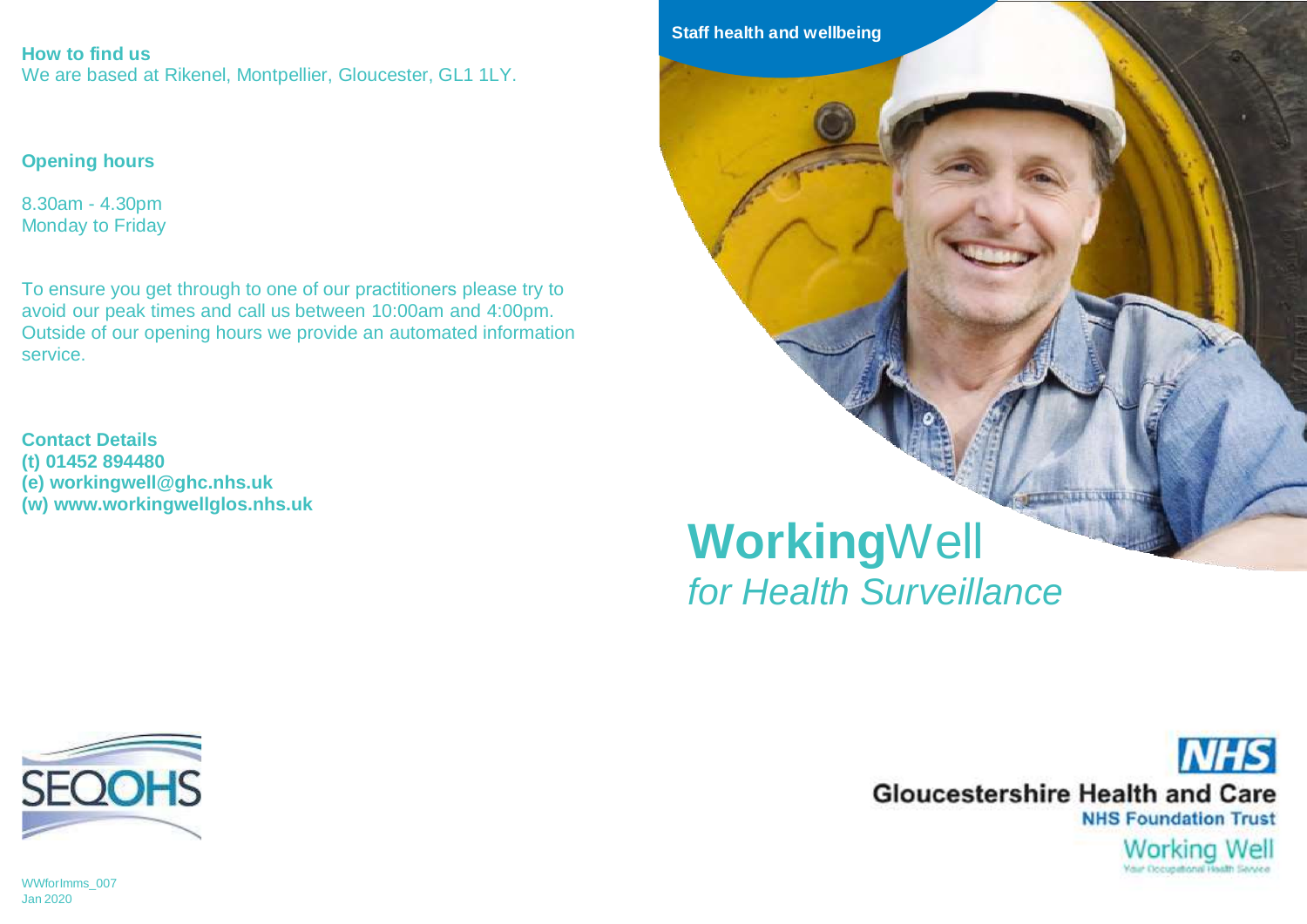**How to find us**

We are based at Rikenel, Montpellier, Gloucester, GL1 1LY.

**Opening hours**

8.30am - 4.30pm
Monday to Friday

To ensure you get through to one of our practitioners please try to avoid our peak times and call us between 10:00am and 4:00pm. Outside of our opening hours we provide an automated information service.

**Contact Details**
**(t) 01452 894480**
**(e) workingwell@ghc.nhs.uk**
**(w) www.workingwellglos.nhs.uk**

SEQOHS

WWforImms_007
Jan 2020

**Staff health and wellbeing**

# **Working**Well *for Health Surveillance*

NHS
Gloucestershire Health and Care
NHS Foundation Trust
Working Well
Your Occupational Health Service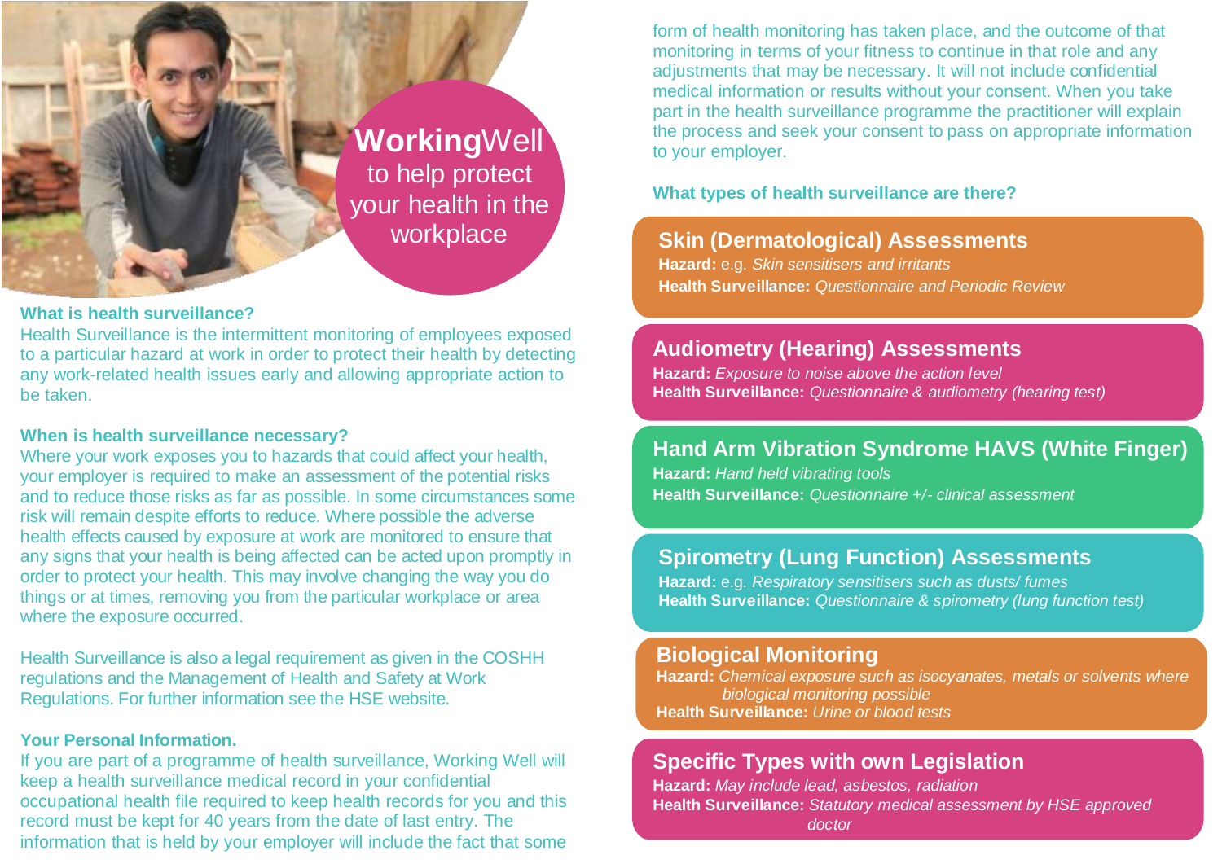**Working**Well to help protect your health in the workplace

### What is health surveillance?

Health Surveillance is the intermittent monitoring of employees exposed to a particular hazard at work in order to protect their health by detecting any work-related health issues early and allowing appropriate action to be taken.

### When is health surveillance necessary?

Where your work exposes you to hazards that could affect your health, your employer is required to make an assessment of the potential risks and to reduce those risks as far as possible. In some circumstances some risk will remain despite efforts to reduce. Where possible the adverse health effects caused by exposure at work are monitored to ensure that any signs that your health is being affected can be acted upon promptly in order to protect your health. This may involve changing the way you do things or at times, removing you from the particular workplace or area where the exposure occurred.

Health Surveillance is also a legal requirement as given in the COSHH regulations and the Management of Health and Safety at Work Regulations. For further information see the HSE website.

### Your Personal Information.

If you are part of a programme of health surveillance, Working Well will keep a health surveillance medical record in your confidential occupational health file required to keep health records for you and this record must be kept for 40 years from the date of last entry. The information that is held by your employer will include the fact that some form of health monitoring has taken place, and the outcome of that monitoring in terms of your fitness to continue in that role and any adjustments that may be necessary. It will not include confidential medical information or results without your consent. When you take part in the health surveillance programme the practitioner will explain the process and seek your consent to pass on appropriate information to your employer.

### What types of health surveillance are there?

#### Skin (Dermatological) Assessments

**Hazard:** e.g. *Skin sensitisers and irritants*
**Health Surveillance:** *Questionnaire and Periodic Review*

#### Audiometry (Hearing) Assessments

**Hazard:** *Exposure to noise above the action level*
**Health Surveillance:** *Questionnaire & audiometry (hearing test)*

#### Hand Arm Vibration Syndrome HAVS (White Finger)

**Hazard:** *Hand held vibrating tools*
**Health Surveillance:** *Questionnaire +/- clinical assessment*

#### Spirometry (Lung Function) Assessments

**Hazard:** e.g. *Respiratory sensitisers such as dusts/ fumes*
**Health Surveillance:** *Questionnaire & spirometry (lung function test)*

#### Biological Monitoring

**Hazard:** *Chemical exposure such as isocyanates, metals or solvents where biological monitoring possible*
**Health Surveillance:** *Urine or blood tests*

#### Specific Types with own Legislation

**Hazard:** *May include lead, asbestos, radiation*
**Health Surveillance:** *Statutory medical assessment by HSE approved doctor*